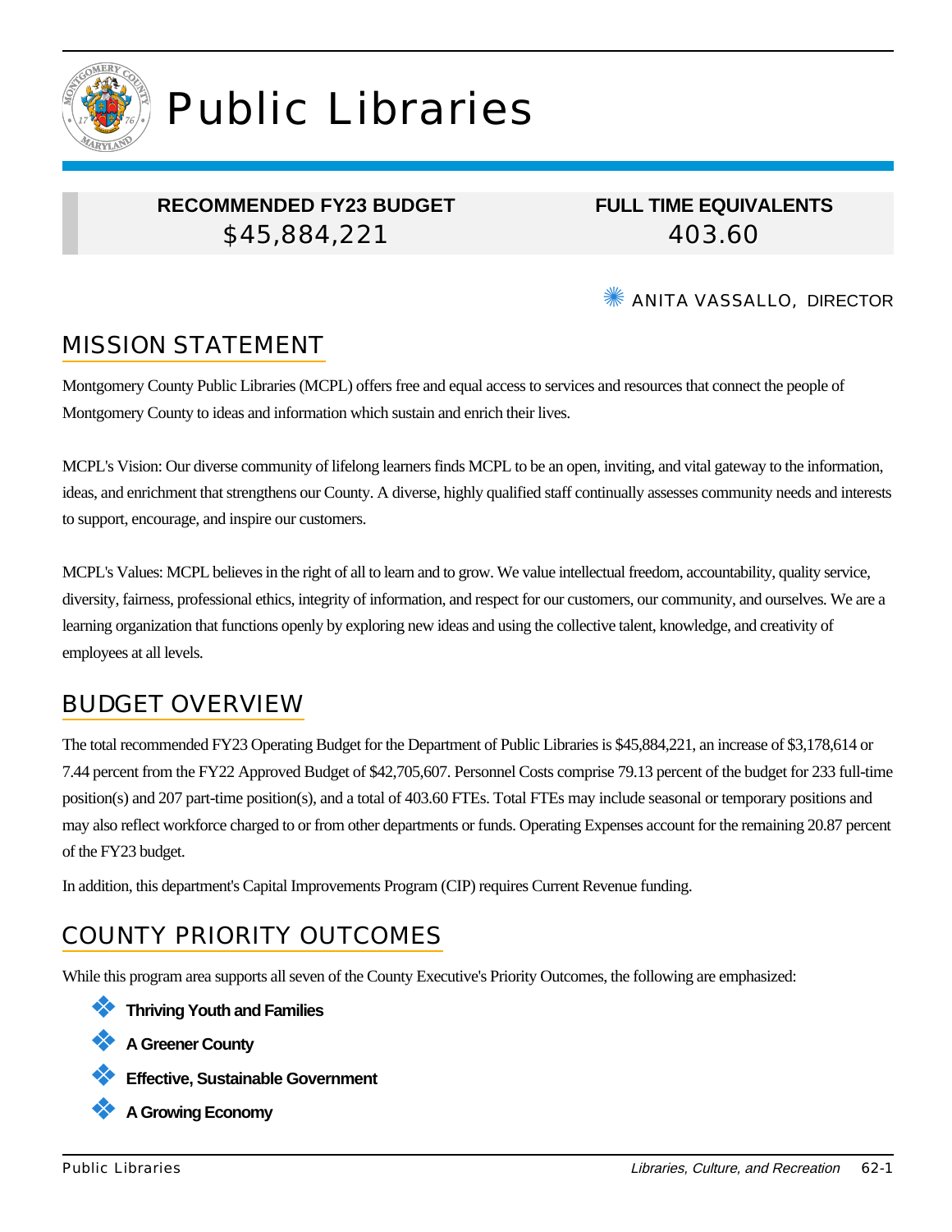# Public Libraries

| RECOMMENDED FY23 BUDGET | FULL TIME EQUIVALENTS |
|---|---|
| $45,884,221 | 403.60 |

ANITA VASSALLO, DIRECTOR

## MISSION STATEMENT

Montgomery County Public Libraries (MCPL) offers free and equal access to services and resources that connect the people of Montgomery County to ideas and information which sustain and enrich their lives.

MCPL's Vision: Our diverse community of lifelong learners finds MCPL to be an open, inviting, and vital gateway to the information, ideas, and enrichment that strengthens our County. A diverse, highly qualified staff continually assesses community needs and interests to support, encourage, and inspire our customers.

MCPL's Values: MCPL believes in the right of all to learn and to grow. We value intellectual freedom, accountability, quality service, diversity, fairness, professional ethics, integrity of information, and respect for our customers, our community, and ourselves. We are a learning organization that functions openly by exploring new ideas and using the collective talent, knowledge, and creativity of employees at all levels.

## BUDGET OVERVIEW

The total recommended FY23 Operating Budget for the Department of Public Libraries is $45,884,221, an increase of $3,178,614 or 7.44 percent from the FY22 Approved Budget of $42,705,607. Personnel Costs comprise 79.13 percent of the budget for 233 full-time position(s) and 207 part-time position(s), and a total of 403.60 FTEs. Total FTEs may include seasonal or temporary positions and may also reflect workforce charged to or from other departments or funds. Operating Expenses account for the remaining 20.87 percent of the FY23 budget.

In addition, this department's Capital Improvements Program (CIP) requires Current Revenue funding.

## COUNTY PRIORITY OUTCOMES

While this program area supports all seven of the County Executive's Priority Outcomes, the following are emphasized:

- **Thriving Youth and Families**
- **A Greener County**
- **Effective, Sustainable Government**
- **A Growing Economy**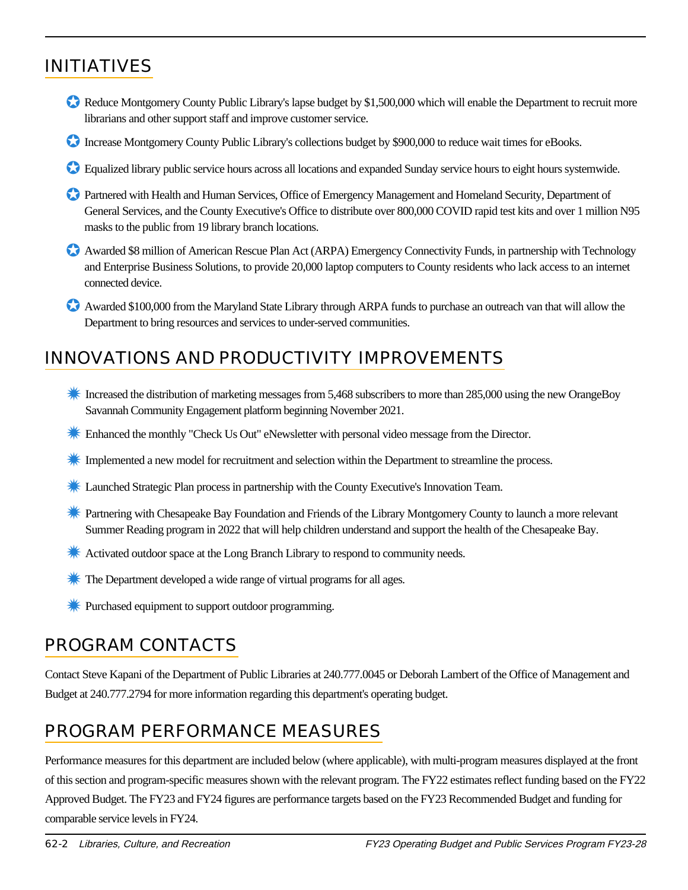## INITIATIVES

- Reduce Montgomery County Public Library's lapse budget by $1,500,000 which will enable the Department to recruit more librarians and other support staff and improve customer service.
- Increase Montgomery County Public Library's collections budget by $900,000 to reduce wait times for eBooks.
- Equalized library public service hours across all locations and expanded Sunday service hours to eight hours systemwide.
- Partnered with Health and Human Services, Office of Emergency Management and Homeland Security, Department of General Services, and the County Executive's Office to distribute over 800,000 COVID rapid test kits and over 1 million N95 masks to the public from 19 library branch locations.
- Awarded $8 million of American Rescue Plan Act (ARPA) Emergency Connectivity Funds, in partnership with Technology and Enterprise Business Solutions, to provide 20,000 laptop computers to County residents who lack access to an internet connected device.
- Awarded $100,000 from the Maryland State Library through ARPA funds to purchase an outreach van that will allow the Department to bring resources and services to under-served communities.

## INNOVATIONS AND PRODUCTIVITY IMPROVEMENTS

- Increased the distribution of marketing messages from 5,468 subscribers to more than 285,000 using the new OrangeBoy Savannah Community Engagement platform beginning November 2021.
- Enhanced the monthly "Check Us Out" eNewsletter with personal video message from the Director.
- Implemented a new model for recruitment and selection within the Department to streamline the process.
- Launched Strategic Plan process in partnership with the County Executive's Innovation Team.
- Partnering with Chesapeake Bay Foundation and Friends of the Library Montgomery County to launch a more relevant Summer Reading program in 2022 that will help children understand and support the health of the Chesapeake Bay.
- Activated outdoor space at the Long Branch Library to respond to community needs.
- The Department developed a wide range of virtual programs for all ages.
- Purchased equipment to support outdoor programming.

## PROGRAM CONTACTS

Contact Steve Kapani of the Department of Public Libraries at 240.777.0045 or Deborah Lambert of the Office of Management and Budget at 240.777.2794 for more information regarding this department's operating budget.

## PROGRAM PERFORMANCE MEASURES

Performance measures for this department are included below (where applicable), with multi-program measures displayed at the front of this section and program-specific measures shown with the relevant program. The FY22 estimates reflect funding based on the FY22 Approved Budget. The FY23 and FY24 figures are performance targets based on the FY23 Recommended Budget and funding for comparable service levels in FY24.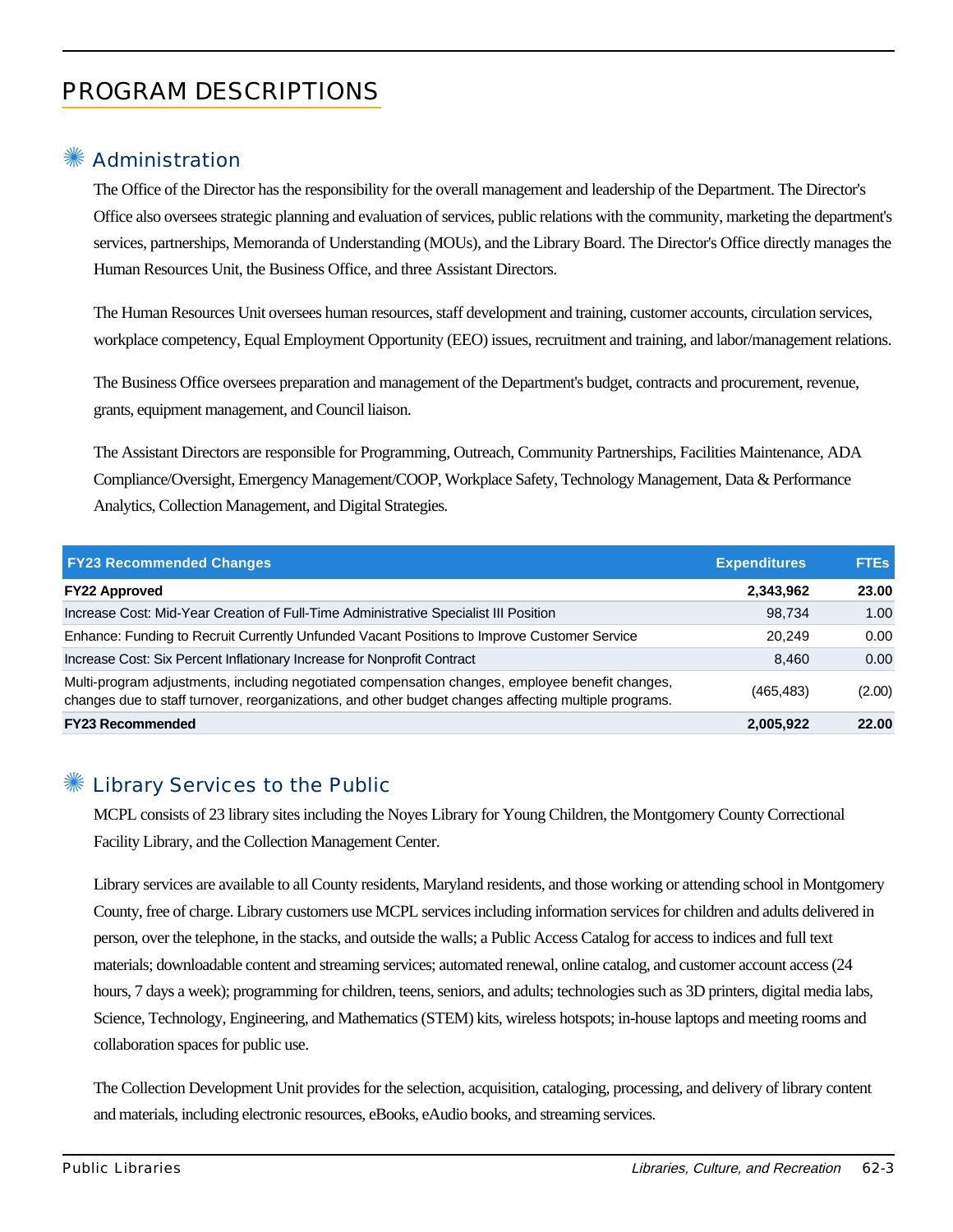# PROGRAM DESCRIPTIONS

## Administration

The Office of the Director has the responsibility for the overall management and leadership of the Department. The Director's Office also oversees strategic planning and evaluation of services, public relations with the community, marketing the department's services, partnerships, Memoranda of Understanding (MOUs), and the Library Board. The Director's Office directly manages the Human Resources Unit, the Business Office, and three Assistant Directors.

The Human Resources Unit oversees human resources, staff development and training, customer accounts, circulation services, workplace competency, Equal Employment Opportunity (EEO) issues, recruitment and training, and labor/management relations.

The Business Office oversees preparation and management of the Department's budget, contracts and procurement, revenue, grants, equipment management, and Council liaison.

The Assistant Directors are responsible for Programming, Outreach, Community Partnerships, Facilities Maintenance, ADA Compliance/Oversight, Emergency Management/COOP, Workplace Safety, Technology Management, Data & Performance Analytics, Collection Management, and Digital Strategies.

| FY23 Recommended Changes | Expenditures | FTEs |
|---|---|---|
| **FY22 Approved** | **2,343,962** | **23.00** |
| Increase Cost: Mid-Year Creation of Full-Time Administrative Specialist III Position | 98,734 | 1.00 |
| Enhance: Funding to Recruit Currently Unfunded Vacant Positions to Improve Customer Service | 20,249 | 0.00 |
| Increase Cost: Six Percent Inflationary Increase for Nonprofit Contract | 8,460 | 0.00 |
| Multi-program adjustments, including negotiated compensation changes, employee benefit changes, changes due to staff turnover, reorganizations, and other budget changes affecting multiple programs. | (465,483) | (2.00) |
| **FY23 Recommended** | **2,005,922** | **22.00** |

## Library Services to the Public

MCPL consists of 23 library sites including the Noyes Library for Young Children, the Montgomery County Correctional Facility Library, and the Collection Management Center.

Library services are available to all County residents, Maryland residents, and those working or attending school in Montgomery County, free of charge. Library customers use MCPL services including information services for children and adults delivered in person, over the telephone, in the stacks, and outside the walls; a Public Access Catalog for access to indices and full text materials; downloadable content and streaming services; automated renewal, online catalog, and customer account access (24 hours, 7 days a week); programming for children, teens, seniors, and adults; technologies such as 3D printers, digital media labs, Science, Technology, Engineering, and Mathematics (STEM) kits, wireless hotspots; in-house laptops and meeting rooms and collaboration spaces for public use.

The Collection Development Unit provides for the selection, acquisition, cataloging, processing, and delivery of library content and materials, including electronic resources, eBooks, eAudio books, and streaming services.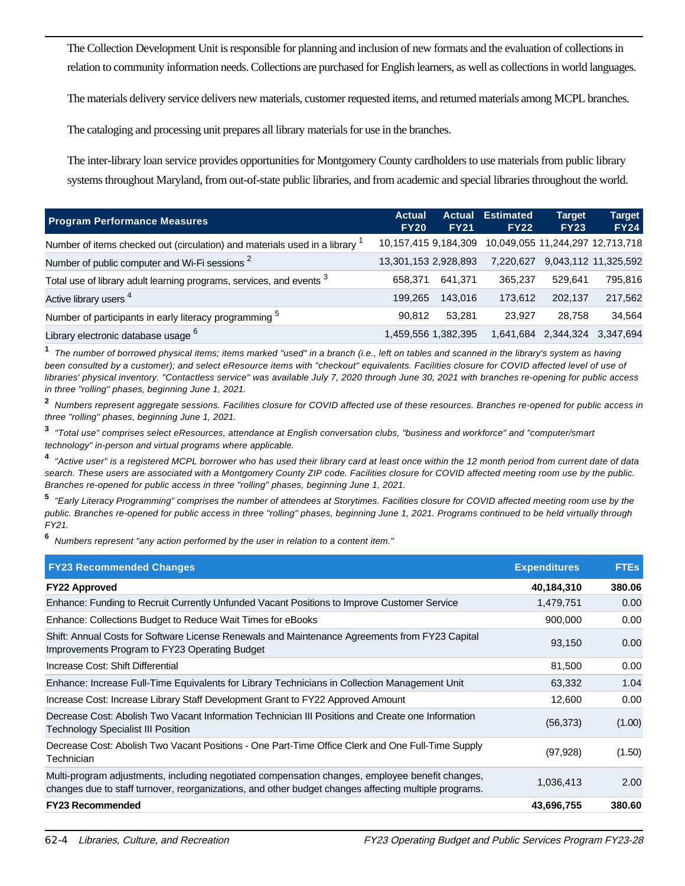The Collection Development Unit is responsible for planning and inclusion of new formats and the evaluation of collections in relation to community information needs. Collections are purchased for English learners, as well as collections in world languages.

The materials delivery service delivers new materials, customer requested items, and returned materials among MCPL branches.

The cataloging and processing unit prepares all library materials for use in the branches.

The inter-library loan service provides opportunities for Montgomery County cardholders to use materials from public library systems throughout Maryland, from out-of-state public libraries, and from academic and special libraries throughout the world.

| Program Performance Measures | Actual FY20 | Actual FY21 | Estimated FY22 | Target FY23 | Target FY24 |
|---|---|---|---|---|---|
| Number of items checked out (circulation) and materials used in a library [1] | 10,157,415 | 9,184,309 | 10,049,055 | 11,244,297 | 12,713,718 |
| Number of public computer and Wi-Fi sessions [2] | 13,301,153 | 2,928,893 | 7,220,627 | 9,043,112 | 11,325,592 |
| Total use of library adult learning programs, services, and events [3] | 658,371 | 641,371 | 365,237 | 529,641 | 795,816 |
| Active library users [4] | 199,265 | 143,016 | 173,612 | 202,137 | 217,562 |
| Number of participants in early literacy programming [5] | 90,812 | 53,281 | 23,927 | 28,758 | 34,564 |
| Library electronic database usage [6] | 1,459,556 | 1,382,395 | 1,641,684 | 2,344,324 | 3,347,694 |

[1] *The number of borrowed physical items; items marked "used" in a branch (i.e., left on tables and scanned in the library's system as having been consulted by a customer); and select eResource items with "checkout" equivalents. Facilities closure for COVID affected level of use of libraries' physical inventory. "Contactless service" was available July 7, 2020 through June 30, 2021 with branches re-opening for public access in three "rolling" phases, beginning June 1, 2021.*

[2] *Numbers represent aggregate sessions. Facilities closure for COVID affected use of these resources. Branches re-opened for public access in three "rolling" phases, beginning June 1, 2021.*

[3] *"Total use" comprises select eResources, attendance at English conversation clubs, "business and workforce" and "computer/smart technology" in-person and virtual programs where applicable.*

[4] *"Active user" is a registered MCPL borrower who has used their library card at least once within the 12 month period from current date of data search. These users are associated with a Montgomery County ZIP code. Facilities closure for COVID affected meeting room use by the public. Branches re-opened for public access in three "rolling" phases, beginning June 1, 2021.*

[5] *"Early Literacy Programming" comprises the number of attendees at Storytimes. Facilities closure for COVID affected meeting room use by the public. Branches re-opened for public access in three "rolling" phases, beginning June 1, 2021. Programs continued to be held virtually through FY21.*

[6] *Numbers represent "any action performed by the user in relation to a content item."*

| FY23 Recommended Changes | Expenditures | FTEs |
|---|---|---|
| **FY22 Approved** | **40,184,310** | **380.06** |
| Enhance: Funding to Recruit Currently Unfunded Vacant Positions to Improve Customer Service | 1,479,751 | 0.00 |
| Enhance: Collections Budget to Reduce Wait Times for eBooks | 900,000 | 0.00 |
| Shift: Annual Costs for Software License Renewals and Maintenance Agreements from FY23 Capital Improvements Program to FY23 Operating Budget | 93,150 | 0.00 |
| Increase Cost: Shift Differential | 81,500 | 0.00 |
| Enhance: Increase Full-Time Equivalents for Library Technicians in Collection Management Unit | 63,332 | 1.04 |
| Increase Cost: Increase Library Staff Development Grant to FY22 Approved Amount | 12,600 | 0.00 |
| Decrease Cost: Abolish Two Vacant Information Technician III Positions and Create one Information Technology Specialist III Position | (56,373) | (1.00) |
| Decrease Cost: Abolish Two Vacant Positions - One Part-Time Office Clerk and One Full-Time Supply Technician | (97,928) | (1.50) |
| Multi-program adjustments, including negotiated compensation changes, employee benefit changes, changes due to staff turnover, reorganizations, and other budget changes affecting multiple programs. | 1,036,413 | 2.00 |
| **FY23 Recommended** | **43,696,755** | **380.60** |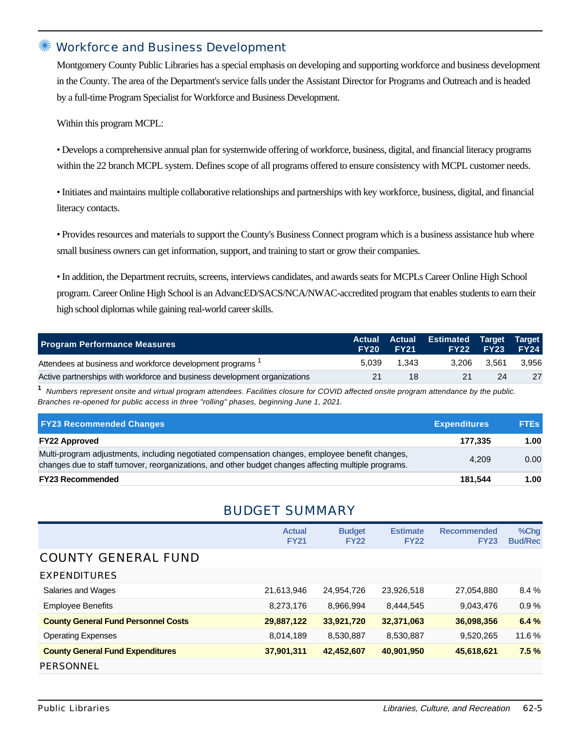## Workforce and Business Development

Montgomery County Public Libraries has a special emphasis on developing and supporting workforce and business development in the County. The area of the Department's service falls under the Assistant Director for Programs and Outreach and is headed by a full-time Program Specialist for Workforce and Business Development.

Within this program MCPL:

• Develops a comprehensive annual plan for systemwide offering of workforce, business, digital, and financial literacy programs within the 22 branch MCPL system. Defines scope of all programs offered to ensure consistency with MCPL customer needs.

• Initiates and maintains multiple collaborative relationships and partnerships with key workforce, business, digital, and financial literacy contacts.

• Provides resources and materials to support the County's Business Connect program which is a business assistance hub where small business owners can get information, support, and training to start or grow their companies.

• In addition, the Department recruits, screens, interviews candidates, and awards seats for MCPLs Career Online High School program. Career Online High School is an AdvancED/SACS/NCA/NWAC-accredited program that enables students to earn their high school diplomas while gaining real-world career skills.

| Program Performance Measures | Actual FY20 | Actual FY21 | Estimated FY22 | Target FY23 | Target FY24 |
|---|---|---|---|---|---|
| Attendees at business and workforce development programs [1] | 5,039 | 1,343 | 3,206 | 3,561 | 3,956 |
| Active partnerships with workforce and business development organizations | 21 | 18 | 21 | 24 | 27 |

[1] *Numbers represent onsite and virtual program attendees. Facilities closure for COVID affected onsite program attendance by the public. Branches re-opened for public access in three "rolling" phases, beginning June 1, 2021.*

| FY23 Recommended Changes | Expenditures | FTEs |
|---|---|---|
| **FY22 Approved** | **177,335** | **1.00** |
| Multi-program adjustments, including negotiated compensation changes, employee benefit changes, changes due to staff turnover, reorganizations, and other budget changes affecting multiple programs. | 4,209 | 0.00 |
| **FY23 Recommended** | **181,544** | **1.00** |

## BUDGET SUMMARY

| | Actual FY21 | Budget FY22 | Estimate FY22 | Recommended FY23 | %Chg Bud/Rec |
|---|---|---|---|---|---|
| **COUNTY GENERAL FUND** | | | | | |
| **EXPENDITURES** | | | | | |
| Salaries and Wages | 21,613,946 | 24,954,726 | 23,926,518 | 27,054,880 | 8.4 % |
| Employee Benefits | 8,273,176 | 8,966,994 | 8,444,545 | 9,043,476 | 0.9 % |
| **County General Fund Personnel Costs** | **29,887,122** | **33,921,720** | **32,371,063** | **36,098,356** | **6.4 %** |
| Operating Expenses | 8,014,189 | 8,530,887 | 8,530,887 | 9,520,265 | 11.6 % |
| **County General Fund Expenditures** | **37,901,311** | **42,452,607** | **40,901,950** | **45,618,621** | **7.5 %** |
| **PERSONNEL** | | | | | |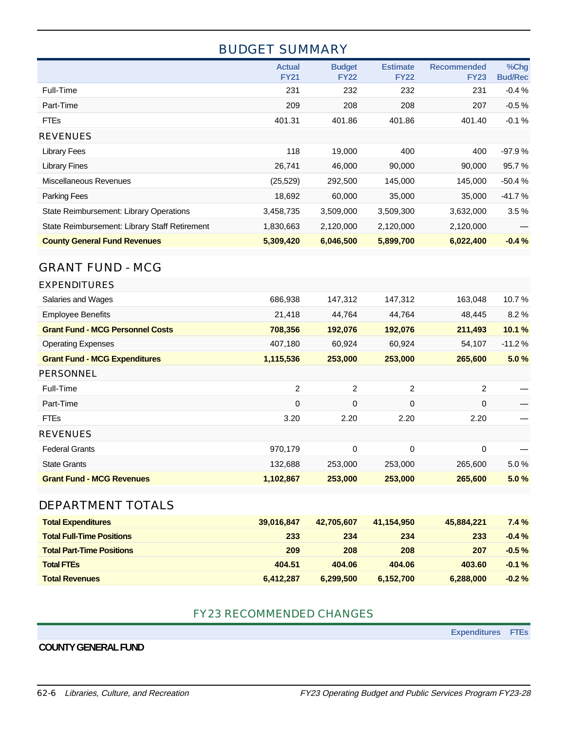## BUDGET SUMMARY

| | Actual FY21 | Budget FY22 | Estimate FY22 | Recommended FY23 | %Chg Bud/Rec |
|---|---|---|---|---|---|
| Full-Time | 231 | 232 | 232 | 231 | -0.4 % |
| Part-Time | 209 | 208 | 208 | 207 | -0.5 % |
| FTEs | 401.31 | 401.86 | 401.86 | 401.40 | -0.1 % |
| **REVENUES** | | | | | |
| Library Fees | 118 | 19,000 | 400 | 400 | -97.9 % |
| Library Fines | 26,741 | 46,000 | 90,000 | 90,000 | 95.7 % |
| Miscellaneous Revenues | (25,529) | 292,500 | 145,000 | 145,000 | -50.4 % |
| Parking Fees | 18,692 | 60,000 | 35,000 | 35,000 | -41.7 % |
| State Reimbursement: Library Operations | 3,458,735 | 3,509,000 | 3,509,300 | 3,632,000 | 3.5 % |
| State Reimbursement: Library Staff Retirement | 1,830,663 | 2,120,000 | 2,120,000 | 2,120,000 | — |
| **County General Fund Revenues** | **5,309,420** | **6,046,500** | **5,899,700** | **6,022,400** | **-0.4 %** |

## GRANT FUND - MCG

| | Actual FY21 | Budget FY22 | Estimate FY22 | Recommended FY23 | %Chg Bud/Rec |
|---|---|---|---|---|---|
| **EXPENDITURES** | | | | | |
| Salaries and Wages | 686,938 | 147,312 | 147,312 | 163,048 | 10.7 % |
| Employee Benefits | 21,418 | 44,764 | 44,764 | 48,445 | 8.2 % |
| **Grant Fund - MCG Personnel Costs** | **708,356** | **192,076** | **192,076** | **211,493** | **10.1 %** |
| Operating Expenses | 407,180 | 60,924 | 60,924 | 54,107 | -11.2 % |
| **Grant Fund - MCG Expenditures** | **1,115,536** | **253,000** | **253,000** | **265,600** | **5.0 %** |
| **PERSONNEL** | | | | | |
| Full-Time | 2 | 2 | 2 | 2 | — |
| Part-Time | 0 | 0 | 0 | 0 | — |
| FTEs | 3.20 | 2.20 | 2.20 | 2.20 | — |
| **REVENUES** | | | | | |
| Federal Grants | 970,179 | 0 | 0 | 0 | — |
| State Grants | 132,688 | 253,000 | 253,000 | 265,600 | 5.0 % |
| **Grant Fund - MCG Revenues** | **1,102,867** | **253,000** | **253,000** | **265,600** | **5.0 %** |

## DEPARTMENT TOTALS

| | Actual FY21 | Budget FY22 | Estimate FY22 | Recommended FY23 | %Chg Bud/Rec |
|---|---|---|---|---|---|
| **Total Expenditures** | **39,016,847** | **42,705,607** | **41,154,950** | **45,884,221** | **7.4 %** |
| **Total Full-Time Positions** | **233** | **234** | **234** | **233** | **-0.4 %** |
| **Total Part-Time Positions** | **209** | **208** | **208** | **207** | **-0.5 %** |
| **Total FTEs** | **404.51** | **404.06** | **404.06** | **403.60** | **-0.1 %** |
| **Total Revenues** | **6,412,287** | **6,299,500** | **6,152,700** | **6,288,000** | **-0.2 %** |

## FY23 RECOMMENDED CHANGES

| | Expenditures | FTEs |
|---|---|---|

**COUNTY GENERAL FUND**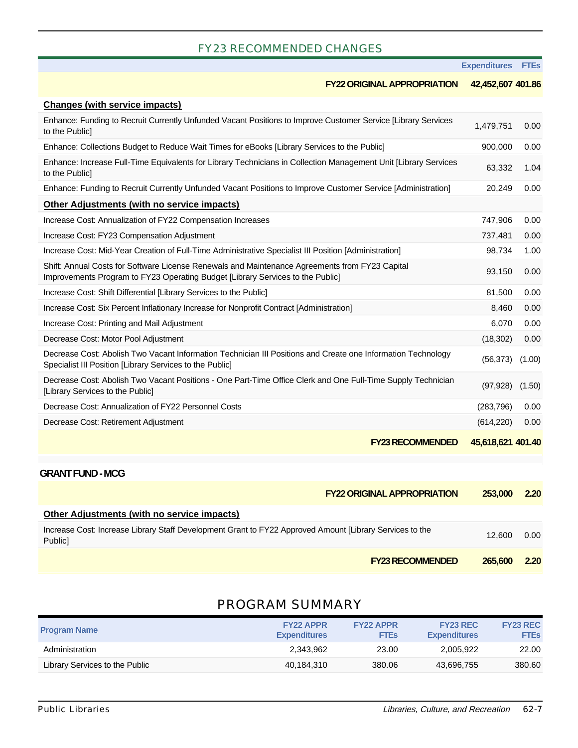## FY23 RECOMMENDED CHANGES

| | Expenditures | FTEs |
|---|---|---|
| **FY22 ORIGINAL APPROPRIATION** | **42,452,607** | **401.86** |
| **Changes (with service impacts)** | | |
| Enhance: Funding to Recruit Currently Unfunded Vacant Positions to Improve Customer Service [Library Services to the Public] | 1,479,751 | 0.00 |
| Enhance: Collections Budget to Reduce Wait Times for eBooks [Library Services to the Public] | 900,000 | 0.00 |
| Enhance: Increase Full-Time Equivalents for Library Technicians in Collection Management Unit [Library Services to the Public] | 63,332 | 1.04 |
| Enhance: Funding to Recruit Currently Unfunded Vacant Positions to Improve Customer Service [Administration] | 20,249 | 0.00 |
| **Other Adjustments (with no service impacts)** | | |
| Increase Cost: Annualization of FY22 Compensation Increases | 747,906 | 0.00 |
| Increase Cost: FY23 Compensation Adjustment | 737,481 | 0.00 |
| Increase Cost: Mid-Year Creation of Full-Time Administrative Specialist III Position [Administration] | 98,734 | 1.00 |
| Shift: Annual Costs for Software License Renewals and Maintenance Agreements from FY23 Capital Improvements Program to FY23 Operating Budget [Library Services to the Public] | 93,150 | 0.00 |
| Increase Cost: Shift Differential [Library Services to the Public] | 81,500 | 0.00 |
| Increase Cost: Six Percent Inflationary Increase for Nonprofit Contract [Administration] | 8,460 | 0.00 |
| Increase Cost: Printing and Mail Adjustment | 6,070 | 0.00 |
| Decrease Cost: Motor Pool Adjustment | (18,302) | 0.00 |
| Decrease Cost: Abolish Two Vacant Information Technician III Positions and Create one Information Technology Specialist III Position [Library Services to the Public] | (56,373) | (1.00) |
| Decrease Cost: Abolish Two Vacant Positions - One Part-Time Office Clerk and One Full-Time Supply Technician [Library Services to the Public] | (97,928) | (1.50) |
| Decrease Cost: Annualization of FY22 Personnel Costs | (283,796) | 0.00 |
| Decrease Cost: Retirement Adjustment | (614,220) | 0.00 |
| **FY23 RECOMMENDED** | **45,618,621** | **401.40** |

**GRANT FUND - MCG**

| | Expenditures | FTEs |
|---|---|---|
| **FY22 ORIGINAL APPROPRIATION** | **253,000** | **2.20** |
| **Other Adjustments (with no service impacts)** | | |
| Increase Cost: Increase Library Staff Development Grant to FY22 Approved Amount [Library Services to the Public] | 12,600 | 0.00 |
| **FY23 RECOMMENDED** | **265,600** | **2.20** |

## PROGRAM SUMMARY

| Program Name | FY22 APPR Expenditures | FY22 APPR FTEs | FY23 REC Expenditures | FY23 REC FTEs |
|---|---|---|---|---|
| Administration | 2,343,962 | 23.00 | 2,005,922 | 22.00 |
| Library Services to the Public | 40,184,310 | 380.06 | 43,696,755 | 380.60 |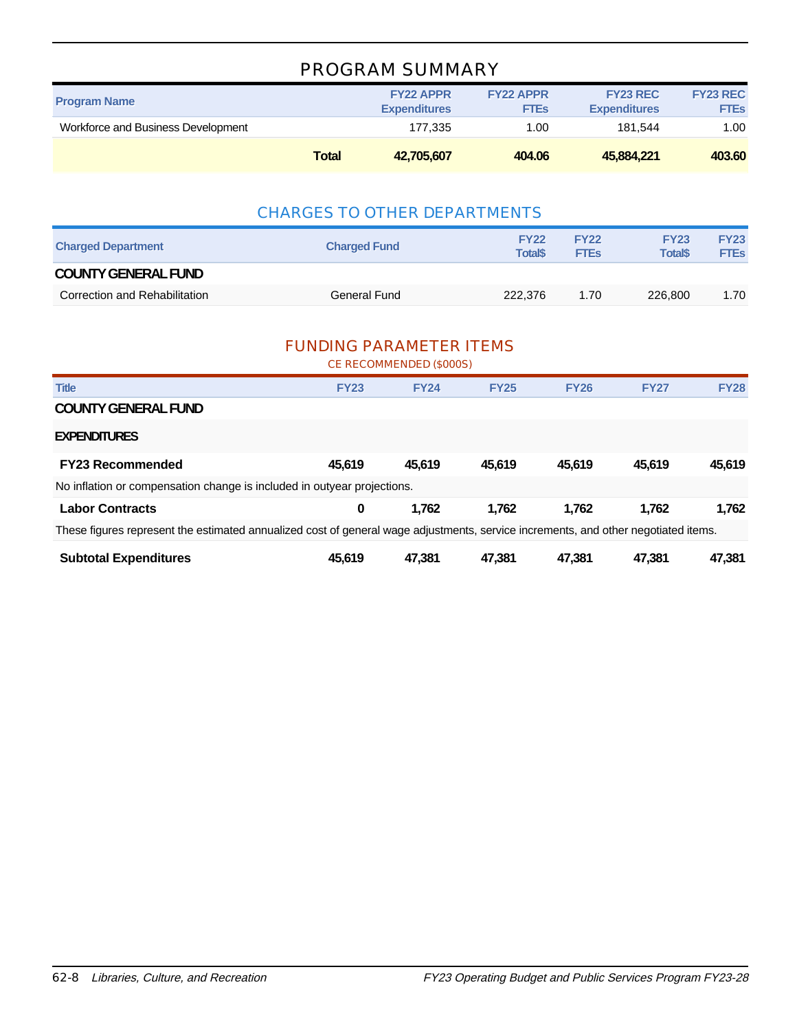## PROGRAM SUMMARY

| Program Name | FY22 APPR Expenditures | FY22 APPR FTEs | FY23 REC Expenditures | FY23 REC FTEs |
|---|---|---|---|---|
| Workforce and Business Development | 177,335 | 1.00 | 181,544 | 1.00 |
| **Total** | **42,705,607** | **404.06** | **45,884,221** | **403.60** |

## CHARGES TO OTHER DEPARTMENTS

| Charged Department | Charged Fund | FY22 Total$ | FY22 FTEs | FY23 Total$ | FY23 FTEs |
|---|---|---|---|---|---|
| **COUNTY GENERAL FUND** | | | | | |
| Correction and Rehabilitation | General Fund | 222,376 | 1.70 | 226,800 | 1.70 |

## FUNDING PARAMETER ITEMS

CE RECOMMENDED ($000S)

| Title | FY23 | FY24 | FY25 | FY26 | FY27 | FY28 |
|---|---|---|---|---|---|---|
| **COUNTY GENERAL FUND** | | | | | | |
| **EXPENDITURES** | | | | | | |
| **FY23 Recommended** | **45,619** | **45,619** | **45,619** | **45,619** | **45,619** | **45,619** |
| No inflation or compensation change is included in outyear projections. | | | | | | |
| **Labor Contracts** | **0** | **1,762** | **1,762** | **1,762** | **1,762** | **1,762** |
| These figures represent the estimated annualized cost of general wage adjustments, service increments, and other negotiated items. | | | | | | |
| **Subtotal Expenditures** | **45,619** | **47,381** | **47,381** | **47,381** | **47,381** | **47,381** |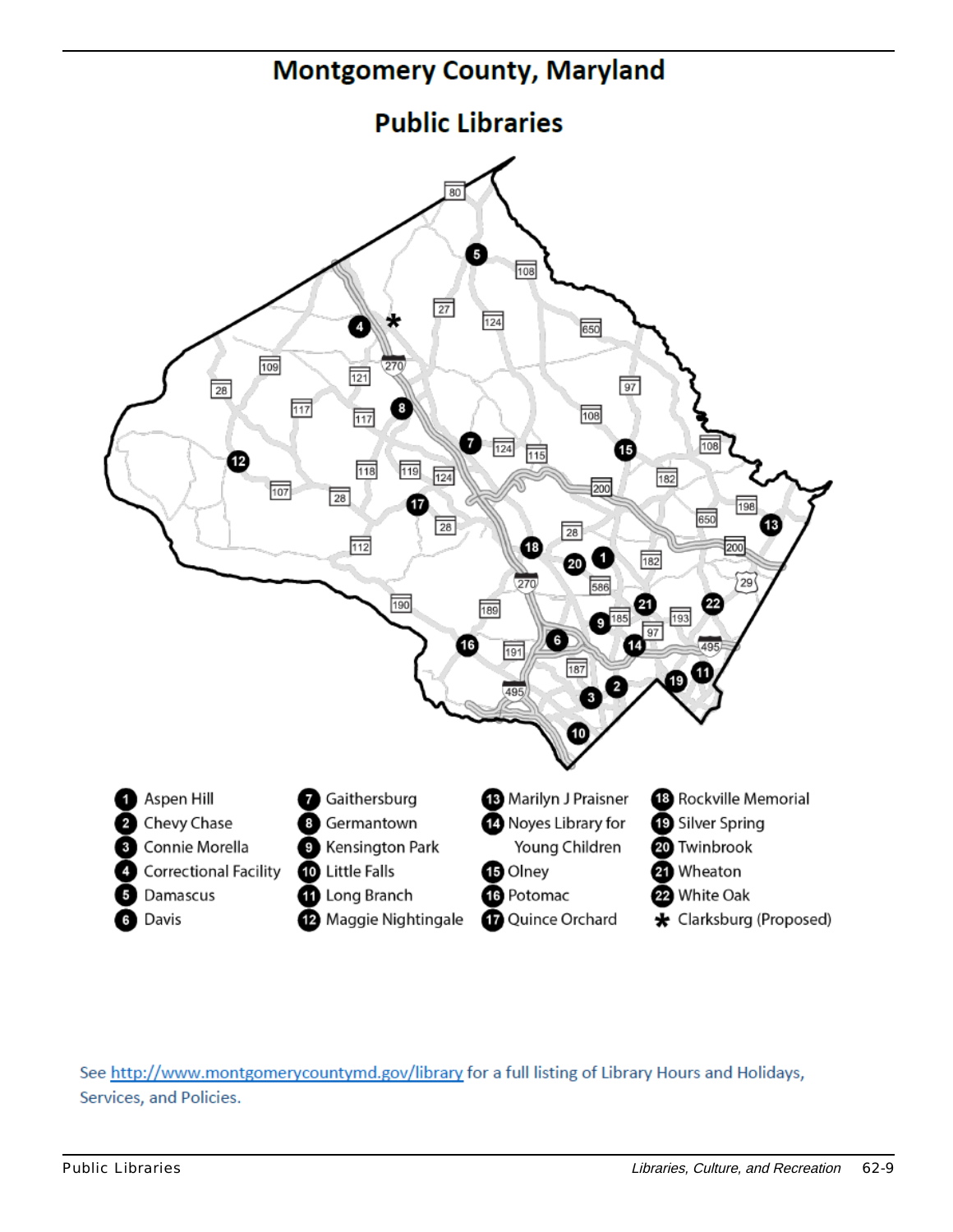# Montgomery County, Maryland

## Public Libraries

1. Aspen Hill
2. Chevy Chase
3. Connie Morella
4. Correctional Facility
5. Damascus
6. Davis
7. Gaithersburg
8. Germantown
9. Kensington Park
10. Little Falls
11. Long Branch
12. Maggie Nightingale
13. Marilyn J Praisner
14. Noyes Library for Young Children
15. Olney
16. Potomac
17. Quince Orchard
18. Rockville Memorial
19. Silver Spring
20. Twinbrook
21. Wheaton
22. White Oak

* Clarksburg (Proposed)

See http://www.montgomerycountymd.gov/library for a full listing of Library Hours and Holidays, Services, and Policies.